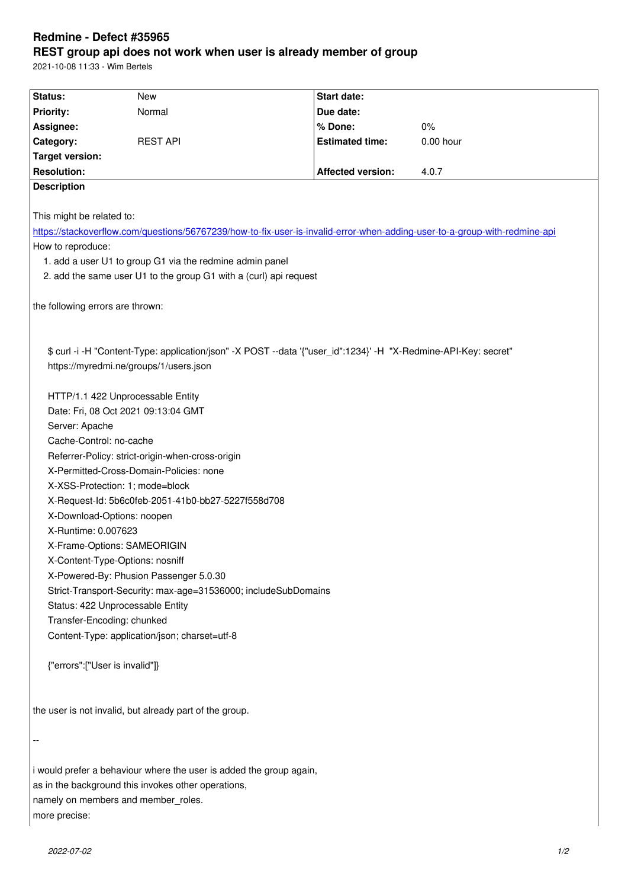# Redmine - Defect #35965
## REST group api does not work when user is already member of group

2021-10-08 11:33 - Wim Bertels

| Status: | New | Start date: | |
|---|---|---|---|
| Priority: | Normal | Due date: | |
| Assignee: | | % Done: | 0% |
| Category: | REST API | Estimated time: | 0.00 hour |
| Target version: | | | |
| Resolution: | | Affected version: | 4.0.7 |

**Description**

This might be related to:
https://stackoverflow.com/questions/56767239/how-to-fix-user-is-invalid-error-when-adding-user-to-a-group-with-redmine-api

How to reproduce:

1. add a user U1 to group G1 via the redmine admin panel
2. add the same user U1 to the group G1 with a (curl) api request

the following errors are thrown:

```
$ curl -i -H "Content-Type: application/json" -X POST --data '{"user_id":1234}' -H  "X-Redmine-API-Key: secret"
https://myredmi.ne/groups/1/users.json

HTTP/1.1 422 Unprocessable Entity
Date: Fri, 08 Oct 2021 09:13:04 GMT
Server: Apache
Cache-Control: no-cache
Referrer-Policy: strict-origin-when-cross-origin
X-Permitted-Cross-Domain-Policies: none
X-XSS-Protection: 1; mode=block
X-Request-Id: 5b6c0feb-2051-41b0-bb27-5227f558d708
X-Download-Options: noopen
X-Runtime: 0.007623
X-Frame-Options: SAMEORIGIN
X-Content-Type-Options: nosniff
X-Powered-By: Phusion Passenger 5.0.30
Strict-Transport-Security: max-age=31536000; includeSubDomains
Status: 422 Unprocessable Entity
Transfer-Encoding: chunked
Content-Type: application/json; charset=utf-8

{"errors":["User is invalid"]}
```

the user is not invalid, but already part of the group.

--

i would prefer a behaviour where the user is added the group again,
as in the background this invokes other operations,
namely on members and member_roles.
more precise: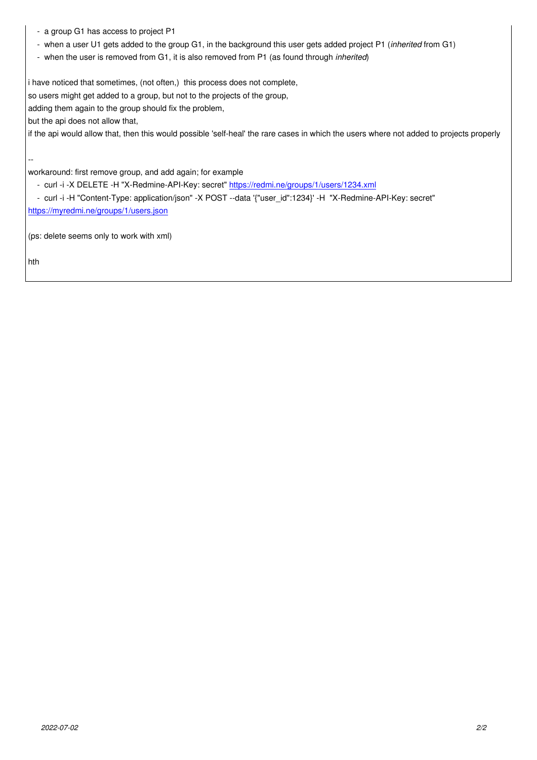- a group G1 has access to project P1
- when a user U1 gets added to the group G1, in the background this user gets added project P1 (*inherited* from G1)
- when the user is removed from G1, it is also removed from P1 (as found through *inherited*)

i have noticed that sometimes, (not often,) this process does not complete,
so users might get added to a group, but not to the projects of the group,
adding them again to the group should fix the problem,
but the api does not allow that,
if the api would allow that, then this would possible 'self-heal' the rare cases in which the users where not added to projects properly

--
workaround: first remove group, and add again; for example

- curl -i -X DELETE -H "X-Redmine-API-Key: secret" https://redmi.ne/groups/1/users/1234.xml
- curl -i -H "Content-Type: application/json" -X POST --data '{"user_id":1234}' -H "X-Redmine-API-Key: secret" https://myredmi.ne/groups/1/users.json

(ps: delete seems only to work with xml)

hth